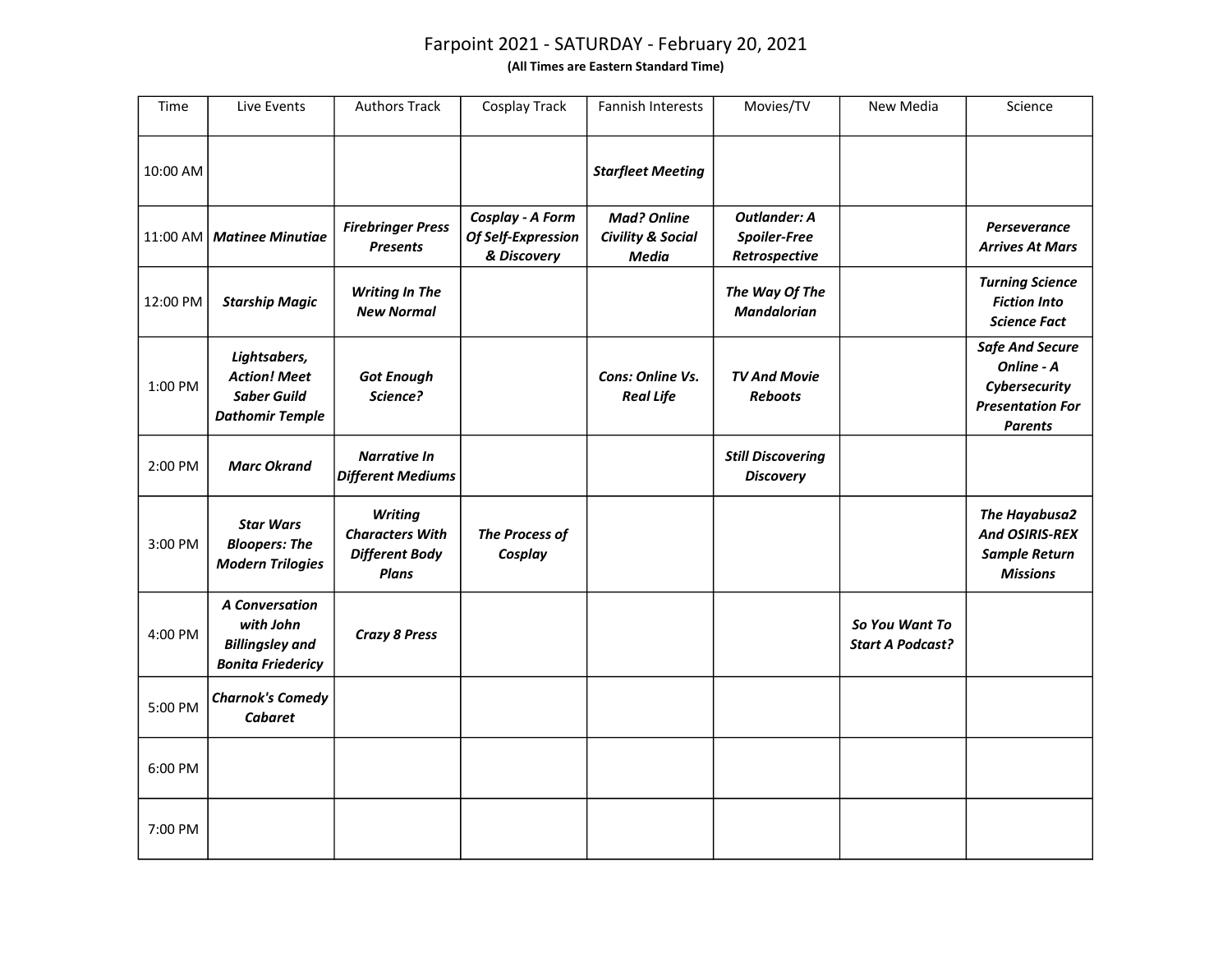# Farpoint 2021 - SATURDAY - February 20, 2021

**(All Times are Eastern Standard Time)**

| Time | Live Events | Authors Track | Cosplay Track | Fannish Interests | Movies/TV | New Media | Science |
|---|---|---|---|---|---|---|---|
| 10:00 AM | | | | ***Starfleet Meeting*** | | | |
| 11:00 AM | ***Matinee Minutiae*** | ***Firebringer Press Presents*** | ***Cosplay - A Form Of Self-Expression & Discovery*** | ***Mad? Online Civility & Social Media*** | ***Outlander: A Spoiler-Free Retrospective*** | | ***Perseverance Arrives At Mars*** |
| 12:00 PM | ***Starship Magic*** | ***Writing In The New Normal*** | | | ***The Way Of The Mandalorian*** | | ***Turning Science Fiction Into Science Fact*** |
| 1:00 PM | ***Lightsabers, Action! Meet Saber Guild Dathomir Temple*** | ***Got Enough Science?*** | | ***Cons: Online Vs. Real Life*** | ***TV And Movie Reboots*** | | ***Safe And Secure Online - A Cybersecurity Presentation For Parents*** |
| 2:00 PM | ***Marc Okrand*** | ***Narrative In Different Mediums*** | | | ***Still Discovering Discovery*** | | |
| 3:00 PM | ***Star Wars Bloopers: The Modern Trilogies*** | ***Writing Characters With Different Body Plans*** | ***The Process of Cosplay*** | | | | ***The Hayabusa2 And OSIRIS-REX Sample Return Missions*** |
| 4:00 PM | ***A Conversation with John Billingsley and Bonita Friedericy*** | ***Crazy 8 Press*** | | | | ***So You Want To Start A Podcast?*** | |
| 5:00 PM | ***Charnok's Comedy Cabaret*** | | | | | | |
| 6:00 PM | | | | | | | |
| 7:00 PM | | | | | | | |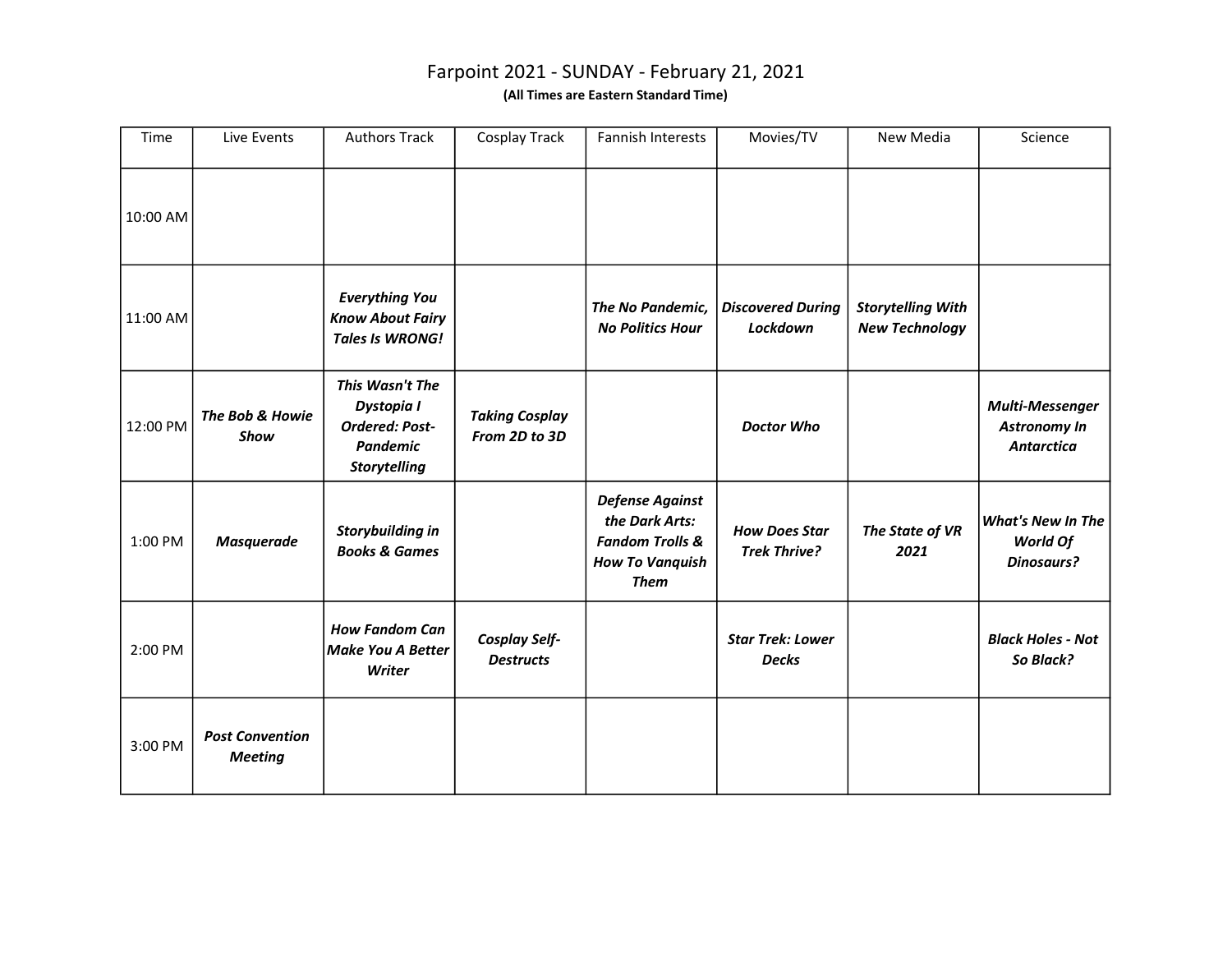# Farpoint 2021 - SUNDAY - February 21, 2021

**(All Times are Eastern Standard Time)**

| Time | Live Events | Authors Track | Cosplay Track | Fannish Interests | Movies/TV | New Media | Science |
|---|---|---|---|---|---|---|---|
| 10:00 AM | | | | | | | |
| 11:00 AM | | ***Everything You Know About Fairy Tales Is WRONG!*** | | ***The No Pandemic, No Politics Hour*** | ***Discovered During Lockdown*** | ***Storytelling With New Technology*** | |
| 12:00 PM | ***The Bob & Howie Show*** | ***This Wasn't The Dystopia I Ordered: Post-Pandemic Storytelling*** | ***Taking Cosplay From 2D to 3D*** | | ***Doctor Who*** | | ***Multi-Messenger Astronomy In Antarctica*** |
| 1:00 PM | ***Masquerade*** | ***Storybuilding in Books & Games*** | | ***Defense Against the Dark Arts: Fandom Trolls & How To Vanquish Them*** | ***How Does Star Trek Thrive?*** | ***The State of VR 2021*** | ***What's New In The World Of Dinosaurs?*** |
| 2:00 PM | | ***How Fandom Can Make You A Better Writer*** | ***Cosplay Self-Destructs*** | | ***Star Trek: Lower Decks*** | | ***Black Holes - Not So Black?*** |
| 3:00 PM | ***Post Convention Meeting*** | | | | | | |